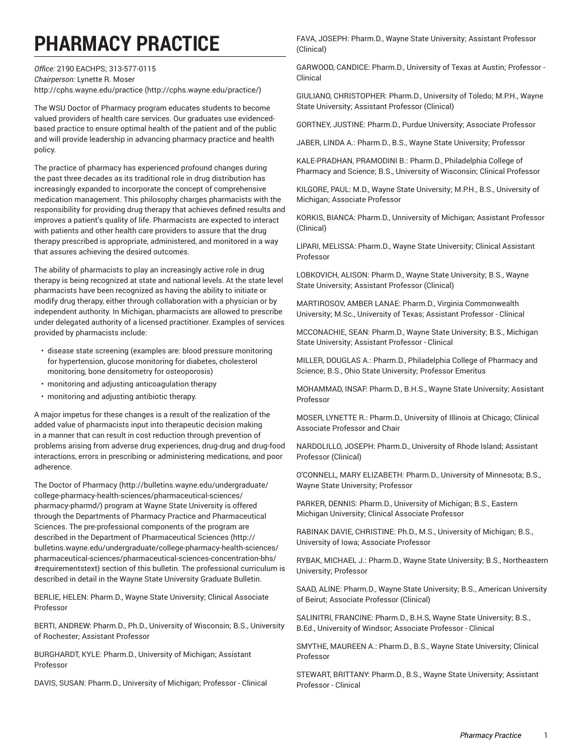# PHARMACY PRACTICE

*Office:* 2190 EACHPS; 313-577-0115
*Chairperson:* Lynette R. Moser
http://cphs.wayne.edu/practice (http://cphs.wayne.edu/practice/)

The WSU Doctor of Pharmacy program educates students to become valued providers of health care services. Our graduates use evidenced-based practice to ensure optimal health of the patient and of the public and will provide leadership in advancing pharmacy practice and health policy.

The practice of pharmacy has experienced profound changes during the past three decades as its traditional role in drug distribution has increasingly expanded to incorporate the concept of comprehensive medication management. This philosophy charges pharmacists with the responsibility for providing drug therapy that achieves defined results and improves a patient's quality of life. Pharmacists are expected to interact with patients and other health care providers to assure that the drug therapy prescribed is appropriate, administered, and monitored in a way that assures achieving the desired outcomes.

The ability of pharmacists to play an increasingly active role in drug therapy is being recognized at state and national levels. At the state level pharmacists have been recognized as having the ability to initiate or modify drug therapy, either through collaboration with a physician or by independent authority. In Michigan, pharmacists are allowed to prescribe under delegated authority of a licensed practitioner. Examples of services provided by pharmacists include:

- disease state screening (examples are: blood pressure monitoring for hypertension, glucose monitoring for diabetes, cholesterol monitoring, bone densitometry for osteoporosis)
- monitoring and adjusting anticoagulation therapy
- monitoring and adjusting antibiotic therapy.

A major impetus for these changes is a result of the realization of the added value of pharmacists input into therapeutic decision making in a manner that can result in cost reduction through prevention of problems arising from adverse drug experiences, drug-drug and drug-food interactions, errors in prescribing or administering medications, and poor adherence.

The Doctor of Pharmacy (http://bulletins.wayne.edu/undergraduate/college-pharmacy-health-sciences/pharmaceutical-sciences/pharmacy-pharmd/) program at Wayne State University is offered through the Departments of Pharmacy Practice and Pharmaceutical Sciences. The pre-professional components of the program are described in the Department of Pharmaceutical Sciences (http://bulletins.wayne.edu/undergraduate/college-pharmacy-health-sciences/pharmaceutical-sciences/pharmaceutical-sciences-concentration-bhs/#requirementstext) section of this bulletin. The professional curriculum is described in detail in the Wayne State University Graduate Bulletin.

BERLIE, HELEN: Pharm.D., Wayne State University; Clinical Associate Professor

BERTI, ANDREW: Pharm.D., Ph.D., University of Wisconsin; B.S., University of Rochester; Assistant Professor

BURGHARDT, KYLE: Pharm.D., University of Michigan; Assistant Professor

DAVIS, SUSAN: Pharm.D., University of Michigan; Professor - Clinical

FAVA, JOSEPH: Pharm.D., Wayne State University; Assistant Professor (Clinical)

GARWOOD, CANDICE: Pharm.D., University of Texas at Austin; Professor - Clinical

GIULIANO, CHRISTOPHER: Pharm.D., University of Toledo; M.P.H., Wayne State University; Assistant Professor (Clinical)

GORTNEY, JUSTINE: Pharm.D., Purdue University; Associate Professor

JABER, LINDA A.: Pharm.D., B.S., Wayne State University; Professor

KALE-PRADHAN, PRAMODINI B.: Pharm.D., Philadelphia College of Pharmacy and Science; B.S., University of Wisconsin; Clinical Professor

KILGORE, PAUL: M.D., Wayne State University; M.P.H., B.S., University of Michigan; Associate Professor

KORKIS, BIANCA: Pharm.D., Unniversity of Michigan; Assistant Professor (Clinical)

LIPARI, MELISSA: Pharm.D., Wayne State University; Clinical Assistant Professor

LOBKOVICH, ALISON: Pharm.D., Wayne State University; B.S., Wayne State University; Assistant Professor (Clinical)

MARTIROSOV, AMBER LANAE: Pharm.D., Virginia Commonwealth University; M.Sc., University of Texas; Assistant Professor - Clinical

MCCONACHIE, SEAN: Pharm.D., Wayne State University; B.S., Michigan State University; Assistant Professor - Clinical

MILLER, DOUGLAS A.: Pharm.D., Philadelphia College of Pharmacy and Science; B.S., Ohio State University; Professor Emeritus

MOHAMMAD, INSAF: Pharm.D., B.H.S., Wayne State University; Assistant Professor

MOSER, LYNETTE R.: Pharm.D., University of Illinois at Chicago; Clinical Associate Professor and Chair

NARDOLILLO, JOSEPH: Pharm.D., University of Rhode Island; Assistant Professor (Clinical)

O'CONNELL, MARY ELIZABETH: Pharm.D., University of Minnesota; B.S., Wayne State University; Professor

PARKER, DENNIS: Pharm.D., University of Michigan; B.S., Eastern Michigan University; Clinical Associate Professor

RABINAK DAVIE, CHRISTINE: Ph.D., M.S., University of Michigan; B.S., University of Iowa; Associate Professor

RYBAK, MICHAEL J.: Pharm.D., Wayne State University; B.S., Northeastern University; Professor

SAAD, ALINE: Pharm.D., Wayne State University; B.S., American University of Beirut; Associate Professor (Clinical)

SALINITRI, FRANCINE: Pharm.D., B.H.S, Wayne State University; B.S., B.Ed., University of Windsor; Associate Professor - Clinical

SMYTHE, MAUREEN A.: Pharm.D., B.S., Wayne State University; Clinical Professor

STEWART, BRITTANY: Pharm.D., B.S., Wayne State University; Assistant Professor - Clinical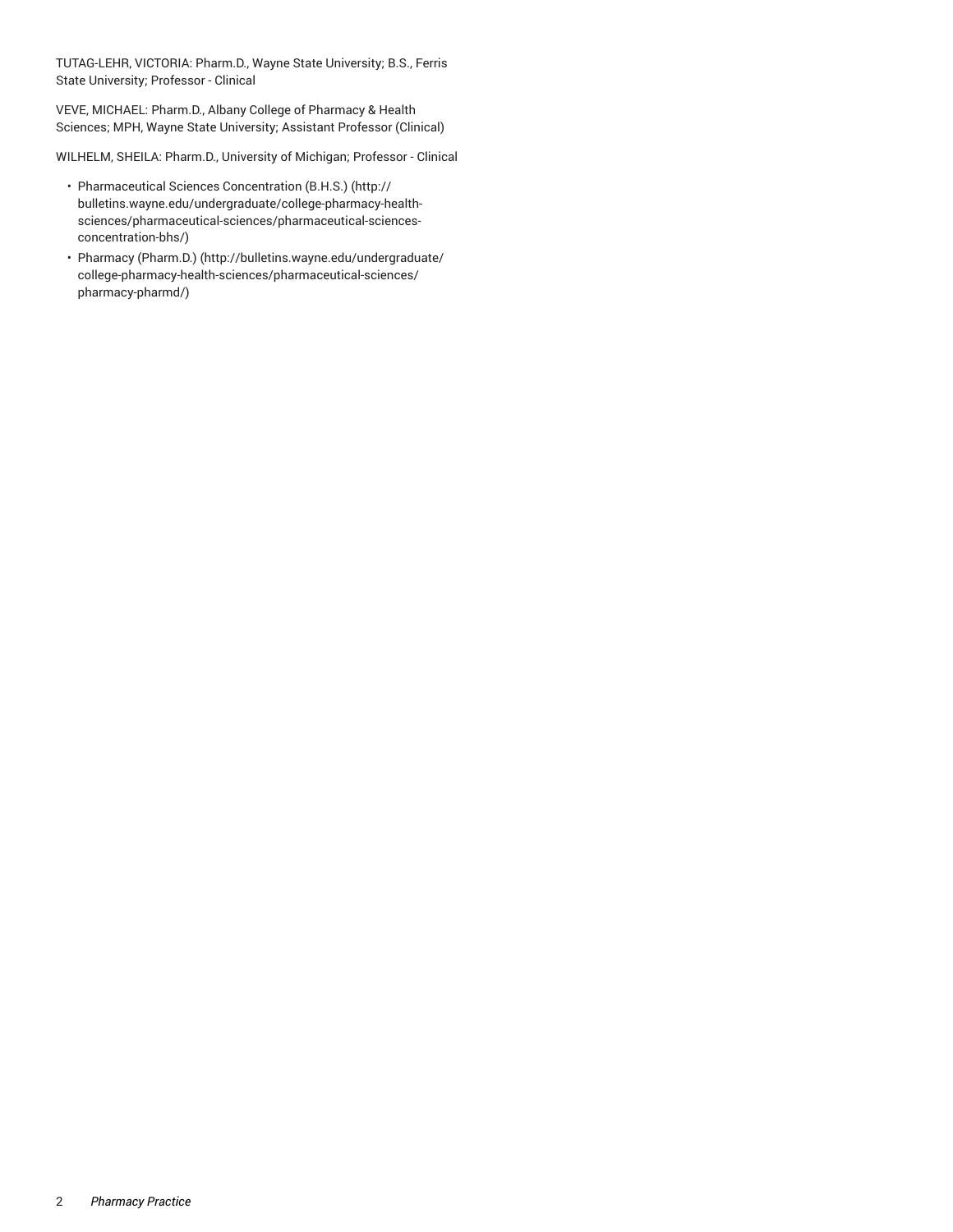TUTAG-LEHR, VICTORIA: Pharm.D., Wayne State University; B.S., Ferris State University; Professor - Clinical

VEVE, MICHAEL: Pharm.D., Albany College of Pharmacy & Health Sciences; MPH, Wayne State University; Assistant Professor (Clinical)

WILHELM, SHEILA: Pharm.D., University of Michigan; Professor - Clinical

- Pharmaceutical Sciences Concentration (B.H.S.) (http://bulletins.wayne.edu/undergraduate/college-pharmacy-health-sciences/pharmaceutical-sciences/pharmaceutical-sciences-concentration-bhs/)
- Pharmacy (Pharm.D.) (http://bulletins.wayne.edu/undergraduate/college-pharmacy-health-sciences/pharmaceutical-sciences/pharmacy-pharmd/)